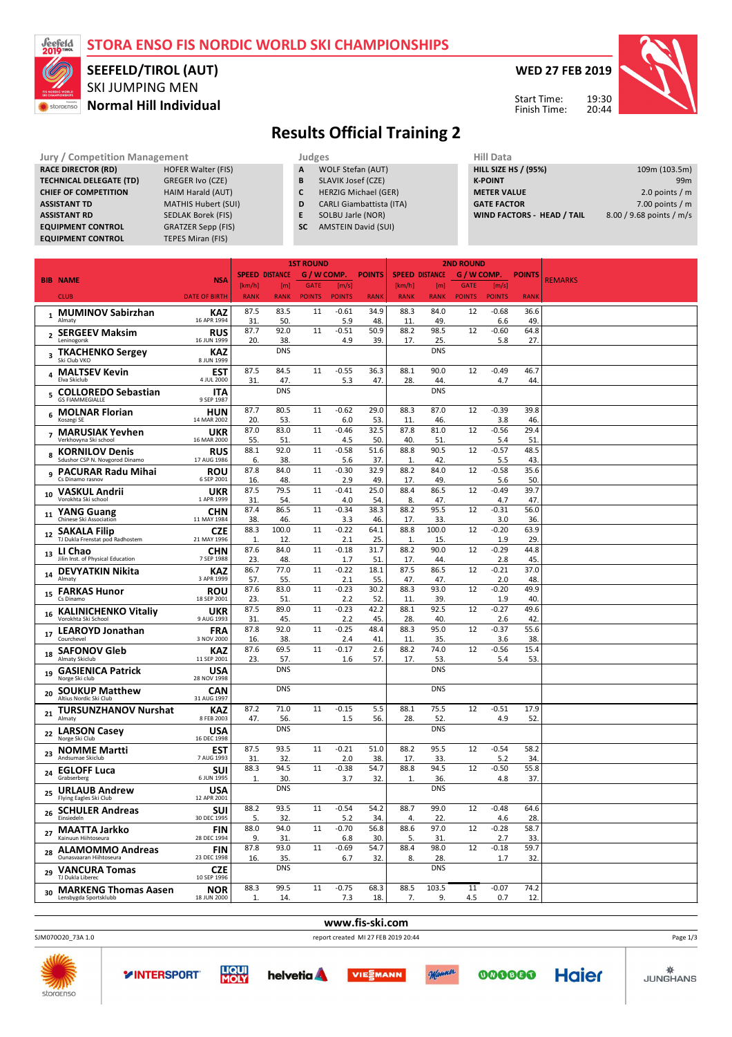# STORA ENSO FIS NORDIC WORLD SKI CHAMPIONSHIPS

## SEEFELD/TIROL (AUT)

SKI JUMPING MEN

**Normal Hill Individual**

**WED 27 FEB 2019**

Start Time: 19:30
Finish Time: 20:44

# Results Official Training 2

| Jury / Competition Management | |
|---|---|
| **RACE DIRECTOR (RD)** | HOFER Walter (FIS) |
| **TECHNICAL DELEGATE (TD)** | GREGER Ivo (CZE) |
| **CHIEF OF COMPETITION** | HAIM Harald (AUT) |
| **ASSISTANT TD** | MATHIS Hubert (SUI) |
| **ASSISTANT RD** | SEDLAK Borek (FIS) |
| **EQUIPMENT CONTROL** | GRATZER Sepp (FIS) |
| **EQUIPMENT CONTROL** | TEPES Miran (FIS) |

| Judges | |
|---|---|
| **A** | WOLF Stefan (AUT) |
| **B** | SLAVIK Josef (CZE) |
| **C** | HERZIG Michael (GER) |
| **D** | CARLI Giambattista (ITA) |
| **E** | SOLBU Jarle (NOR) |
| **SC** | AMSTEIN David (SUI) |

| Hill Data | |
|---|---|
| **HILL SIZE HS / (95%)** | 109m (103.5m) |
| **K-POINT** | 99m |
| **METER VALUE** | 2.0 points / m |
| **GATE FACTOR** | 7.00 points / m |
| **WIND FACTORS - HEAD / TAIL** | 8.00 / 9.68 points / m/s |

| BIB | NAME / CLUB | NSA / DATE OF BIRTH | 1st Round SPEED [km/h] / RANK | DISTANCE [m] / RANK | GATE / GATE POINTS | W COMP. [m/s] / POINTS | POINTS / RANK | 2nd Round SPEED [km/h] / RANK | DISTANCE [m] / RANK | GATE / GATE POINTS | W COMP. [m/s] / POINTS | POINTS / RANK | REMARKS |
|---|---|---|---|---|---|---|---|---|---|---|---|---|---|
| 1 | **MUMINOV Sabirzhan** Almaty | KAZ 16 APR 1994 | 87.5 / 31. | 83.5 / 50. | 11 | -0.61 / 5.9 | 34.9 / 48. | 88.3 / 11. | 84.0 / 49. | 12 | -0.68 / 6.6 | 36.6 / 49. | |
| 2 | **SERGEEV Maksim** Leninogorsk | RUS 16 JUN 1999 | 87.7 / 20. | 92.0 / 38. | 11 | -0.51 / 4.9 | 50.9 / 39. | 88.2 / 17. | 98.5 / 25. | 12 | -0.60 / 5.8 | 64.8 / 27. | |
| 3 | **TKACHENKO Sergey** Ski Club VKO | KAZ 8 JUN 1999 | | DNS | | | | | DNS | | | | |
| 4 | **MALTSEV Kevin** Elva Skiclub | EST 4 JUL 2000 | 87.5 / 31. | 84.5 / 47. | 11 | -0.55 / 5.3 | 36.3 / 47. | 88.1 / 28. | 90.0 / 44. | 12 | -0.49 / 4.7 | 46.7 / 44. | |
| 5 | **COLLOREDO Sebastian** GS FIAMMEGIALLE | ITA 9 SEP 1987 | | DNS | | | | | DNS | | | | |
| 6 | **MOLNAR Florian** Koszegi SE | HUN 14 MAR 2002 | 87.7 / 20. | 80.5 / 53. | 11 | -0.62 / 6.0 | 29.0 / 53. | 88.3 / 11. | 87.0 / 46. | 12 | -0.39 / 3.8 | 39.8 / 46. | |
| 7 | **MARUSIAK Yevhen** Verkhovyna Ski school | UKR 16 MAR 2000 | 87.0 / 55. | 83.0 / 51. | 11 | -0.46 / 4.5 | 32.5 / 50. | 87.8 / 40. | 81.0 / 51. | 12 | -0.56 / 5.4 | 29.4 / 51. | |
| 8 | **KORNILOV Denis** Sdushor CSP N. Novgorod Dinamo | RUS 17 AUG 1986 | 88.1 / 6. | 92.0 / 38. | 11 | -0.58 / 5.6 | 51.6 / 37. | 88.8 / 1. | 90.5 / 42. | 12 | -0.57 / 5.5 | 48.5 / 43. | |
| 9 | **PACURAR Radu Mihai** Cs Dinamo rasnov | ROU 6 SEP 2001 | 87.8 / 16. | 84.0 / 48. | 11 | -0.30 / 2.9 | 32.9 / 49. | 88.2 / 17. | 84.0 / 49. | 12 | -0.58 / 5.6 | 35.6 / 50. | |
| 10 | **VASKUL Andrii** Vorokhta Ski school | UKR 1 APR 1999 | 87.5 / 31. | 79.5 / 54. | 11 | -0.41 / 4.0 | 25.0 / 54. | 88.4 / 8. | 86.5 / 47. | 12 | -0.49 / 4.7 | 39.7 / 47. | |
| 11 | **YANG Guang** Chinese Ski Association | CHN 11 MAY 1984 | 87.4 / 38. | 86.5 / 46. | 11 | -0.34 / 3.3 | 38.3 / 46. | 88.2 / 17. | 95.5 / 33. | 12 | -0.31 / 3.0 | 56.0 / 36. | |
| 12 | **SAKALA Filip** TJ Dukla Frenstat pod Radhostem | CZE 21 MAY 1996 | 88.3 / 1. | 100.0 / 12. | 11 | -0.22 / 2.1 | 64.1 / 25. | 88.8 / 1. | 100.0 / 15. | 12 | -0.20 / 1.9 | 63.9 / 29. | |
| 13 | **LI Chao** Jilin Inst. of Physical Education | CHN 7 SEP 1988 | 87.6 / 23. | 84.0 / 48. | 11 | -0.18 / 1.7 | 31.7 / 51. | 88.2 / 17. | 90.0 / 44. | 12 | -0.29 / 2.8 | 44.8 / 45. | |
| 14 | **DEVYATKIN Nikita** Almaty | KAZ 3 APR 1999 | 86.7 / 57. | 77.0 / 55. | 11 | -0.22 / 2.1 | 18.1 / 55. | 87.5 / 47. | 86.5 / 47. | 12 | -0.21 / 2.0 | 37.0 / 48. | |
| 15 | **FARKAS Hunor** Cs Dinamo | ROU 18 SEP 2001 | 87.6 / 23. | 83.0 / 51. | 11 | -0.23 / 2.2 | 30.2 / 52. | 88.3 / 11. | 93.0 / 39. | 12 | -0.20 / 1.9 | 49.9 / 40. | |
| 16 | **KALINICHENKO Vitaliy** Vorokhta Ski School | UKR 9 AUG 1993 | 87.5 / 31. | 89.0 / 45. | 11 | -0.23 / 2.2 | 42.2 / 45. | 88.1 / 28. | 92.5 / 40. | 12 | -0.27 / 2.6 | 49.6 / 42. | |
| 17 | **LEAROYD Jonathan** Courchevel | FRA 3 NOV 2000 | 87.8 / 16. | 92.0 / 38. | 11 | -0.25 / 2.4 | 48.4 / 41. | 88.3 / 11. | 95.0 / 35. | 12 | -0.37 / 3.6 | 55.6 / 38. | |
| 18 | **SAFONOV Gleb** Almaty Skiclub | KAZ 11 SEP 2001 | 87.6 / 23. | 69.5 / 57. | 11 | -0.17 / 1.6 | 2.6 / 57. | 88.2 / 17. | 74.0 / 53. | 12 | -0.56 / 5.4 | 15.4 / 53. | |
| 19 | **GASIENICA Patrick** Norge Ski club | USA 28 NOV 1998 | | DNS | | | | | DNS | | | | |
| 20 | **SOUKUP Matthew** Altius Nordic Ski Club | CAN 31 AUG 1997 | | DNS | | | | | DNS | | | | |
| 21 | **TURSUNZHANOV Nurshat** Almaty | KAZ 8 FEB 2003 | 87.2 / 47. | 71.0 / 56. | 11 | -0.15 / 1.5 | 5.5 / 56. | 88.1 / 28. | 75.5 / 52. | 12 | -0.51 / 4.9 | 17.9 / 52. | |
| 22 | **LARSON Casey** Norge Ski Club | USA 16 DEC 1998 | | DNS | | | | | DNS | | | | |
| 23 | **NOMME Martti** Andsumae Skiclub | EST 7 AUG 1993 | 87.5 / 31. | 93.5 / 32. | 11 | -0.21 / 2.0 | 51.0 / 38. | 88.2 / 17. | 95.5 / 33. | 12 | -0.54 / 5.2 | 58.2 / 34. | |
| 24 | **EGLOFF Luca** Grabserberg | SUI 6 JUN 1995 | 88.3 / 1. | 94.5 / 30. | 11 | -0.38 / 3.7 | 54.7 / 32. | 88.8 / 1. | 94.5 / 36. | 12 | -0.50 / 4.8 | 55.8 / 37. | |
| 25 | **URLAUB Andrew** Flying Eagles Ski Club | USA 12 APR 2001 | | DNS | | | | | DNS | | | | |
| 26 | **SCHULER Andreas** Einsiedeln | SUI 30 DEC 1995 | 88.2 / 5. | 93.5 / 32. | 11 | -0.54 / 5.2 | 54.2 / 34. | 88.7 / 4. | 99.0 / 22. | 12 | -0.48 / 4.6 | 64.6 / 28. | |
| 27 | **MAATTA Jarkko** Kainuun Hiihtoseura | FIN 28 DEC 1994 | 88.0 / 9. | 94.0 / 31. | 11 | -0.70 / 6.8 | 56.8 / 30. | 88.6 / 5. | 97.0 / 31. | 12 | -0.28 / 2.7 | 58.7 / 33. | |
| 28 | **ALAMOMMO Andreas** Ounasvaaran Hiihtoseura | FIN 23 DEC 1998 | 87.8 / 16. | 93.0 / 35. | 11 | -0.69 / 6.7 | 54.7 / 32. | 88.4 / 8. | 98.0 / 28. | 12 | -0.18 / 1.7 | 59.7 / 32. | |
| 29 | **VANCURA Tomas** TJ Dukla Liberec | CZE 10 SEP 1996 | | DNS | | | | | DNS | | | | |
| 30 | **MARKENG Thomas Aasen** Lensbygda Sportsklubb | NOR 18 JUN 2000 | 88.3 / 1. | 99.5 / 14. | 11 | -0.75 / 7.3 | 68.3 / 18. | 88.5 / 7. | 103.5 / 9. | 11 / 4.5 | -0.07 / 0.7 | 74.2 / 12. | |

www.fis-ski.com

SJM070O20_73A 1.0 — report created MI 27 FEB 2019 20:44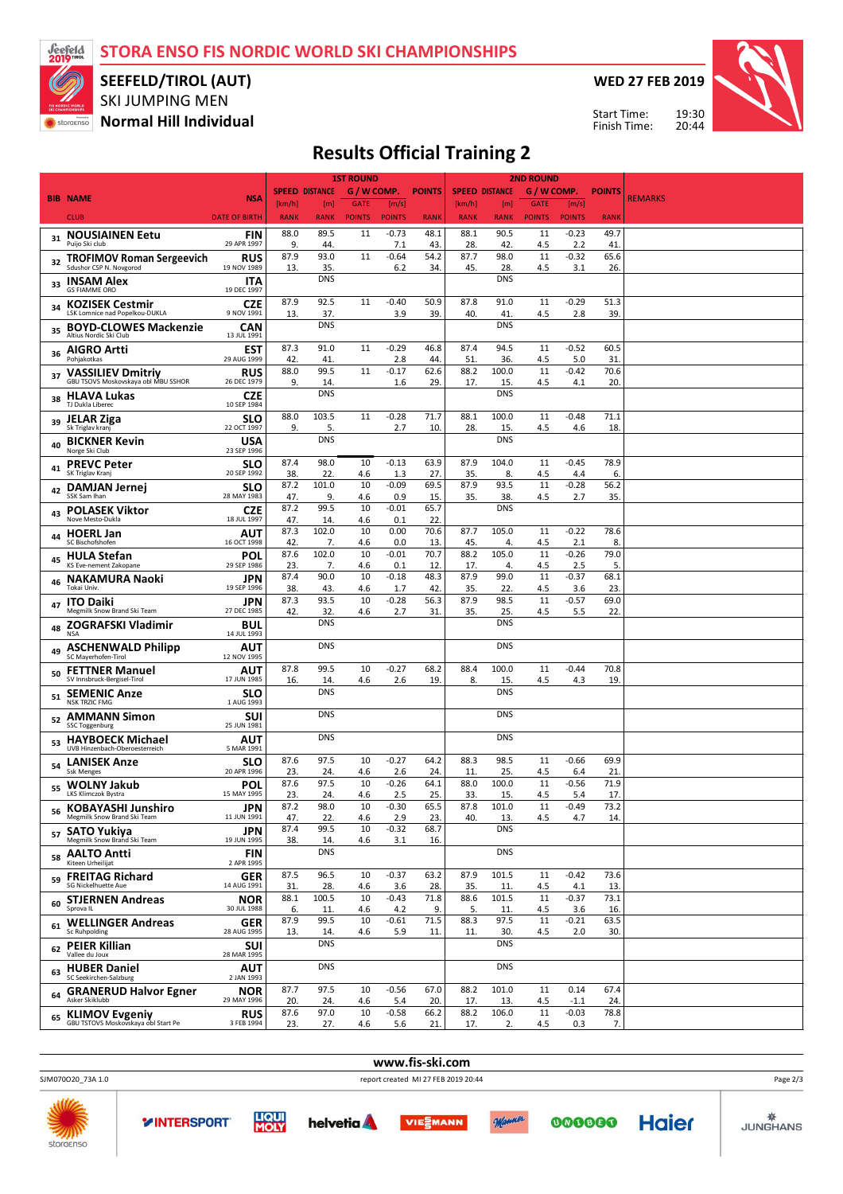# STORA ENSO FIS NORDIC WORLD SKI CHAMPIONSHIPS

**SEEFELD/TIROL (AUT)**
SKI JUMPING MEN
**Normal Hill Individual**

**WED 27 FEB 2019**

Start Time: 19:30
Finish Time: 20:44

## Results Official Training 2

| BIB | NAME / CLUB | NSA / DATE OF BIRTH | 1ST ROUND SPEED [km/h] / RANK | DISTANCE [m] / RANK | G/W COMP. GATE / POINTS | [m/s] / POINTS | POINTS / RANK | 2ND ROUND SPEED [km/h] / RANK | DISTANCE [m] / RANK | G/W COMP. GATE / POINTS | [m/s] / POINTS | POINTS / RANK | REMARKS |
|---|---|---|---|---|---|---|---|---|---|---|---|---|---|
| 31 | NOUSIAINEN Eetu / Puijo Ski club | FIN / 29 APR 1997 | 88.0 / 9. | 89.5 / 44. | 11 | -0.73 / 7.1 | 48.1 / 43. | 88.1 / 28. | 90.5 / 42. | 11 / 4.5 | -0.23 / 2.2 | 49.7 / 41. | |
| 32 | TROFIMOV Roman Sergeevich / Sdushor CSP N. Novgorod | RUS / 19 NOV 1989 | 87.9 / 13. | 93.0 / 35. | 11 | -0.64 / 6.2 | 54.2 / 34. | 87.7 / 45. | 98.0 / 28. | 11 / 4.5 | -0.32 / 3.1 | 65.6 / 26. | |
| 33 | INSAM Alex / GS FIAMME ORO | ITA / 19 DEC 1997 | | DNS | | | | | DNS | | | | |
| 34 | KOZISEK Cestmir / LSK Lomnice nad Popelkou-DUKLA | CZE / 9 NOV 1991 | 87.9 / 13. | 92.5 / 37. | 11 | -0.40 / 3.9 | 50.9 / 39. | 87.8 / 40. | 91.0 / 41. | 11 / 4.5 | -0.29 / 2.8 | 51.3 / 39. | |
| 35 | BOYD-CLOWES Mackenzie / Altius Nordic Ski Club | CAN / 13 JUL 1991 | | DNS | | | | | DNS | | | | |
| 36 | AIGRO Artti / Pohjakotkas | EST / 29 AUG 1999 | 87.3 / 42. | 91.0 / 41. | 11 | -0.29 / 2.8 | 46.8 / 44. | 87.4 / 51. | 94.5 / 36. | 11 / 4.5 | -0.52 / 5.0 | 60.5 / 31. | |
| 37 | VASSILIEV Dmitriy / GBU TSOVS Moskovskaya obl MBU SSHOR | RUS / 26 DEC 1979 | 88.0 / 9. | 99.5 / 14. | 11 | -0.17 / 1.6 | 62.6 / 29. | 88.2 / 17. | 100.0 / 15. | 11 / 4.5 | -0.42 / 4.1 | 70.6 / 20. | |
| 38 | HLAVA Lukas / TJ Dukla Liberec | CZE / 10 SEP 1984 | | DNS | | | | | DNS | | | | |
| 39 | JELAR Ziga / Sk Triglav kranj | SLO / 22 OCT 1997 | 88.0 / 9. | 103.5 / 5. | 11 | -0.28 / 2.7 | 71.7 / 10. | 88.1 / 28. | 100.0 / 15. | 11 / 4.5 | -0.48 / 4.6 | 71.1 / 18. | |
| 40 | BICKNER Kevin / Norge Ski Club | USA / 23 SEP 1996 | | DNS | | | | | DNS | | | | |
| 41 | PREVC Peter / SK Triglav Kranj | SLO / 20 SEP 1992 | 87.4 / 38. | 98.0 / 22. | 10 / 4.6 | -0.13 / 1.3 | 63.9 / 27. | 87.9 / 35. | 104.0 / 8. | 11 / 4.5 | -0.45 / 4.4 | 78.9 / 6. | |
| 42 | DAMJAN Jernej / SSK Sam Ihan | SLO / 28 MAY 1983 | 87.2 / 47. | 101.0 / 9. | 10 / 4.6 | -0.09 / 0.9 | 69.5 / 15. | 87.9 / 35. | 93.5 / 38. | 11 / 4.5 | -0.28 / 2.7 | 56.2 / 35. | |
| 43 | POLASEK Viktor / Nove Mesto-Dukla | CZE / 18 JUL 1997 | 87.2 / 47. | 99.5 / 14. | 10 / 4.6 | -0.01 / 0.1 | 65.7 / 22. | | DNS | | | | |
| 44 | HOERL Jan / SC Bischofshofen | AUT / 16 OCT 1998 | 87.3 / 42. | 102.0 / 7. | 10 / 4.6 | 0.00 / 0.0 | 70.6 / 13. | 87.7 / 45. | 105.0 / 4. | 11 / 4.5 | -0.22 / 2.1 | 78.6 / 8. | |
| 45 | HULA Stefan / KS Eve-nement Zakopane | POL / 29 SEP 1986 | 87.6 / 23. | 102.0 / 7. | 10 / 4.6 | -0.01 / 0.1 | 70.7 / 12. | 88.2 / 17. | 105.0 / 4. | 11 / 4.5 | -0.26 / 2.5 | 79.0 / 5. | |
| 46 | NAKAMURA Naoki / Tokai Univ. | JPN / 19 SEP 1996 | 87.4 / 38. | 90.0 / 43. | 10 / 4.6 | -0.18 / 1.7 | 48.3 / 42. | 87.9 / 35. | 99.0 / 22. | 11 / 4.5 | -0.37 / 3.6 | 68.1 / 23. | |
| 47 | ITO Daiki / Megmilk Snow Brand Ski Team | JPN / 27 DEC 1985 | 87.3 / 42. | 93.5 / 32. | 10 / 4.6 | -0.28 / 2.7 | 56.3 / 31. | 87.9 / 35. | 98.5 / 25. | 11 / 4.5 | -0.57 / 5.5 | 69.0 / 22. | |
| 48 | ZOGRAFSKI Vladimir / NSA | BUL / 14 JUL 1993 | | DNS | | | | | DNS | | | | |
| 49 | ASCHENWALD Philipp / SC Mayerhofen-Tirol | AUT / 12 NOV 1995 | | DNS | | | | | DNS | | | | |
| 50 | FETTNER Manuel / SV Innsbruck-Bergisel-Tirol | AUT / 17 JUN 1985 | 87.8 / 16. | 99.5 / 14. | 10 / 4.6 | -0.27 / 2.6 | 68.2 / 19. | 88.4 / 8. | 100.0 / 15. | 11 / 4.5 | -0.44 / 4.3 | 70.8 / 19. | |
| 51 | SEMENIC Anze / NSK TRZIC FMG | SLO / 1 AUG 1993 | | DNS | | | | | DNS | | | | |
| 52 | AMMANN Simon / SSC Toggenburg | SUI / 25 JUN 1981 | | DNS | | | | | DNS | | | | |
| 53 | HAYBOECK Michael / UVB Hinzenbach-Oberoesterreich | AUT / 5 MAR 1991 | | DNS | | | | | DNS | | | | |
| 54 | LANISEK Anze / Ssk Menges | SLO / 20 APR 1996 | 87.6 / 23. | 97.5 / 24. | 10 / 4.6 | -0.27 / 2.6 | 64.2 / 24. | 88.3 / 11. | 98.5 / 25. | 11 / 4.5 | -0.66 / 6.4 | 69.9 / 21. | |
| 55 | WOLNY Jakub / LKS Klimczok Bystra | POL / 15 MAY 1995 | 87.6 / 23. | 97.5 / 24. | 10 / 4.6 | -0.26 / 2.5 | 64.1 / 25. | 88.0 / 33. | 100.0 / 15. | 11 / 4.5 | -0.56 / 5.4 | 71.9 / 17. | |
| 56 | KOBAYASHI Junshiro / Megmilk Snow Brand Ski Team | JPN / 11 JUN 1991 | 87.2 / 47. | 98.0 / 22. | 10 / 4.6 | -0.30 / 2.9 | 65.5 / 23. | 87.8 / 40. | 101.0 / 13. | 11 / 4.5 | -0.49 / 4.7 | 73.2 / 14. | |
| 57 | SATO Yukiya / Megmilk Snow Brand Ski Team | JPN / 19 JUN 1995 | 87.4 / 38. | 99.5 / 14. | 10 / 4.6 | -0.32 / 3.1 | 68.7 / 16. | | DNS | | | | |
| 58 | AALTO Antti / Kiteen Urheilijat | FIN / 2 APR 1995 | | DNS | | | | | DNS | | | | |
| 59 | FREITAG Richard / SG Nickelhuette Aue | GER / 14 AUG 1991 | 87.5 / 31. | 96.5 / 28. | 10 / 4.6 | -0.37 / 3.6 | 63.2 / 28. | 87.9 / 35. | 101.5 / 11. | 11 / 4.5 | -0.42 / 4.1 | 73.6 / 13. | |
| 60 | STJERNEN Andreas / Sprova IL | NOR / 30 JUL 1988 | 88.1 / 6. | 100.5 / 11. | 10 / 4.6 | -0.43 / 4.2 | 71.8 / 9. | 88.6 / 5. | 101.5 / 11. | 11 / 4.5 | -0.37 / 3.6 | 73.1 / 16. | |
| 61 | WELLINGER Andreas / Sc Ruhpolding | GER / 28 AUG 1995 | 87.9 / 13. | 99.5 / 14. | 10 / 4.6 | -0.61 / 5.9 | 71.5 / 11. | 88.3 / 11. | 97.5 / 30. | 11 / 4.5 | -0.21 / 2.0 | 63.5 / 30. | |
| 62 | PEIER Killian / Vallee du Joux | SUI / 28 MAR 1995 | | DNS | | | | | DNS | | | | |
| 63 | HUBER Daniel / SC Seekirchen-Salzburg | AUT / 2 JAN 1993 | | DNS | | | | | DNS | | | | |
| 64 | GRANERUD Halvor Egner / Asker Skiklubb | NOR / 29 MAY 1996 | 87.7 / 20. | 97.5 / 24. | 10 / 4.6 | -0.56 / 5.4 | 67.0 / 20. | 88.2 / 17. | 101.0 / 13. | 11 / 4.5 | 0.14 / -1.1 | 67.4 / 24. | |
| 65 | KLIMOV Evgeniy / GBU TSTOVS Moskovskaya obl Start Pe | RUS / 3 FEB 1994 | 87.6 / 23. | 97.0 / 27. | 10 / 4.6 | -0.58 / 5.6 | 66.2 / 21. | 88.2 / 17. | 106.0 / 2. | 11 / 4.5 | -0.03 / 0.3 | 78.8 / 7. | |

www.fis-ski.com

SJM070O20_73A 1.0 — report created MI 27 FEB 2019 20:44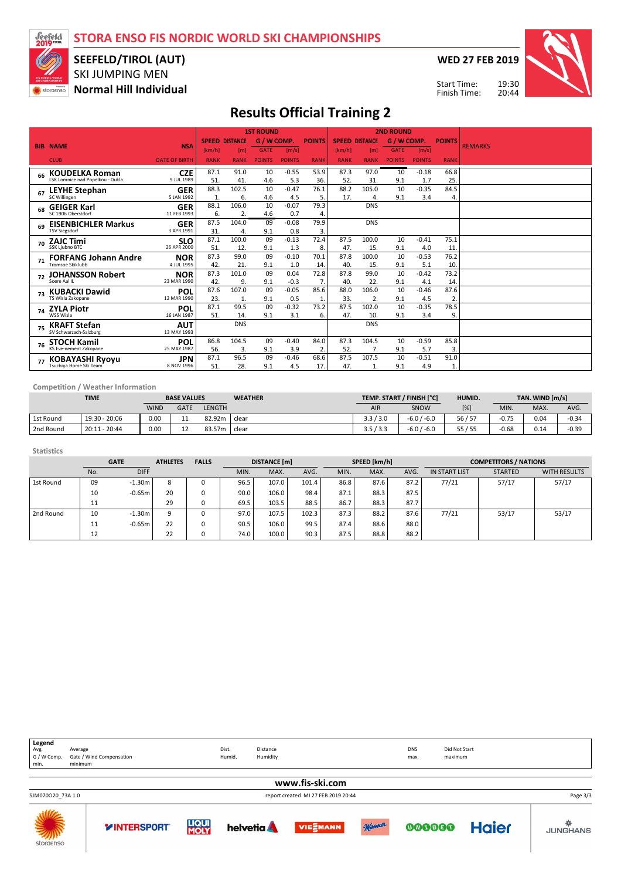# STORA ENSO FIS NORDIC WORLD SKI CHAMPIONSHIPS

## SEEFELD/TIROL (AUT)

SKI JUMPING MEN

**Normal Hill Individual**

**WED 27 FEB 2019**

Start Time: 19:30
Finish Time: 20:44

# Results Official Training 2

| BIB | NAME / CLUB | NSA / DATE OF BIRTH | 1st Round SPEED [km/h] / RANK | 1st Round DISTANCE [m] / RANK | 1st Round GATE / POINTS | 1st Round [m/s] / POINTS | 1st Round POINTS / RANK | 2nd Round SPEED [km/h] / RANK | 2nd Round DISTANCE [m] / RANK | 2nd Round GATE / POINTS | 2nd Round [m/s] / POINTS | 2nd Round POINTS / RANK | REMARKS |
|---|---|---|---|---|---|---|---|---|---|---|---|---|---|
| 66 | KOUDELKA Roman / LSK Lomnice nad Popelkou - Dukla | CZE / 9 JUL 1989 | 87.1 / 51. | 91.0 / 41. | 10 / 4.6 | -0.55 / 5.3 | 53.9 / 36. | 87.3 / 52. | 97.0 / 31. | 10 / 9.1 | -0.18 / 1.7 | 66.8 / 25. | |
| 67 | LEYHE Stephan / SC Willingen | GER / 5 JAN 1992 | 88.3 / 1. | 102.5 / 6. | 10 / 4.6 | -0.47 / 4.5 | 76.1 / 5. | 88.2 / 17. | 105.0 / 4. | 10 / 9.1 | -0.35 / 3.4 | 84.5 / 4. | |
| 68 | GEIGER Karl / SC 1906 Oberstdorf | GER / 11 FEB 1993 | 88.1 / 6. | 106.0 / 2. | 10 / 4.6 | -0.07 / 0.7 | 79.3 / 4. | | DNS | | | | |
| 69 | EISENBICHLER Markus / TSV Siegsdorf | GER / 3 APR 1991 | 87.5 / 31. | 104.0 / 4. | 09 / 9.1 | -0.08 / 0.8 | 79.9 / 3. | | DNS | | | | |
| 70 | ZAJC Timi / SSK Ljubno BTC | SLO / 26 APR 2000 | 87.1 / 51. | 100.0 / 12. | 09 / 9.1 | -0.13 / 1.3 | 72.4 / 8. | 87.5 / 47. | 100.0 / 15. | 10 / 9.1 | -0.41 / 4.0 | 75.1 / 11. | |
| 71 | FORFANG Johann Andre / Tromsoe Skiklubb | NOR / 4 JUL 1995 | 87.3 / 42. | 99.0 / 21. | 09 / 9.1 | -0.10 / 1.0 | 70.1 / 14. | 87.8 / 40. | 100.0 / 15. | 10 / 9.1 | -0.53 / 5.1 | 76.2 / 10. | |
| 72 | JOHANSSON Robert / Soere Aal IL | NOR / 23 MAR 1990 | 87.3 / 42. | 101.0 / 9. | 09 / 9.1 | 0.04 / -0.3 | 72.8 / 7. | 87.8 / 40. | 99.0 / 22. | 10 / 9.1 | -0.42 / 4.1 | 73.2 / 14. | |
| 73 | KUBACKI Dawid / TS Wisla Zakopane | POL / 12 MAR 1990 | 87.6 / 23. | 107.0 / 1. | 09 / 9.1 | -0.05 / 0.5 | 85.6 / 1. | 88.0 / 33. | 106.0 / 2. | 10 / 9.1 | -0.46 / 4.5 | 87.6 / 2. | |
| 74 | ZYLA Piotr / WSS Wisla | POL / 16 JAN 1987 | 87.1 / 51. | 99.5 / 14. | 09 / 9.1 | -0.32 / 3.1 | 73.2 / 6. | 87.5 / 47. | 102.0 / 10. | 10 / 9.1 | -0.35 / 3.4 | 78.5 / 9. | |
| 75 | KRAFT Stefan / SV Schwarzach-Salzburg | AUT / 13 MAY 1993 | | DNS | | | | | DNS | | | | |
| 76 | STOCH Kamil / KS Eve-nement Zakopane | POL / 25 MAY 1987 | 86.8 / 56. | 104.5 / 3. | 09 / 9.1 | -0.40 / 3.9 | 84.0 / 2. | 87.3 / 52. | 104.5 / 7. | 10 / 9.1 | -0.59 / 5.7 | 85.8 / 3. | |
| 77 | KOBAYASHI Ryoyu / Tsuchiya Home Ski Team | JPN / 8 NOV 1996 | 87.1 / 51. | 96.5 / 28. | 09 / 9.1 | -0.46 / 4.5 | 68.6 / 17. | 87.5 / 47. | 107.5 / 1. | 10 / 9.1 | -0.51 / 4.9 | 91.0 / 1. | |

### Competition / Weather Information

| | TIME | BASE VALUES WIND | BASE VALUES GATE | BASE VALUES LENGTH | WEATHER | TEMP. AIR | TEMP. SNOW | HUMID. [%] | TAN. WIND MIN. | TAN. WIND MAX. | TAN. WIND AVG. |
|---|---|---|---|---|---|---|---|---|---|---|---|
| 1st Round | 19:30 - 20:06 | 0.00 | 11 | 82.92m | clear | 3.3 / 3.0 | -6.0 / -6.0 | 56 / 57 | -0.75 | 0.04 | -0.34 |
| 2nd Round | 20:11 - 20:44 | 0.00 | 12 | 83.57m | clear | 3.5 / 3.3 | -6.0 / -6.0 | 55 / 55 | -0.68 | 0.14 | -0.39 |

### Statistics

| | GATE No. | GATE DIFF | ATHLETES | FALLS | DISTANCE MIN. | DISTANCE MAX. | DISTANCE AVG. | SPEED MIN. | SPEED MAX. | SPEED AVG. | IN START LIST | STARTED | WITH RESULTS |
|---|---|---|---|---|---|---|---|---|---|---|---|---|---|
| 1st Round | 09 | -1.30m | 8 | 0 | 96.5 | 107.0 | 101.4 | 86.8 | 87.6 | 87.2 | 77/21 | 57/17 | 57/17 |
| | 10 | -0.65m | 20 | 0 | 90.0 | 106.0 | 98.4 | 87.1 | 88.3 | 87.5 | | | |
| | 11 | | 29 | 0 | 69.5 | 103.5 | 88.5 | 86.7 | 88.3 | 87.7 | | | |
| 2nd Round | 10 | -1.30m | 9 | 0 | 97.0 | 107.5 | 102.3 | 87.3 | 88.2 | 87.6 | 77/21 | 53/17 | 53/17 |
| | 11 | -0.65m | 22 | 0 | 90.5 | 106.0 | 99.5 | 87.4 | 88.6 | 88.0 | | | |
| | 12 | | 22 | 0 | 74.0 | 100.0 | 90.3 | 87.5 | 88.8 | 88.2 | | | |

**Legend**

| | | | | | |
|---|---|---|---|---|---|
| Avg. | Average | Dist. | Distance | DNS | Did Not Start |
| G / W Comp. | Gate / Wind Compensation | Humid. | Humidity | max. | maximum |
| min. | minimum | | | | |

www.fis-ski.com

SJM070O20_73A 1.0 — report created MI 27 FEB 2019 20:44